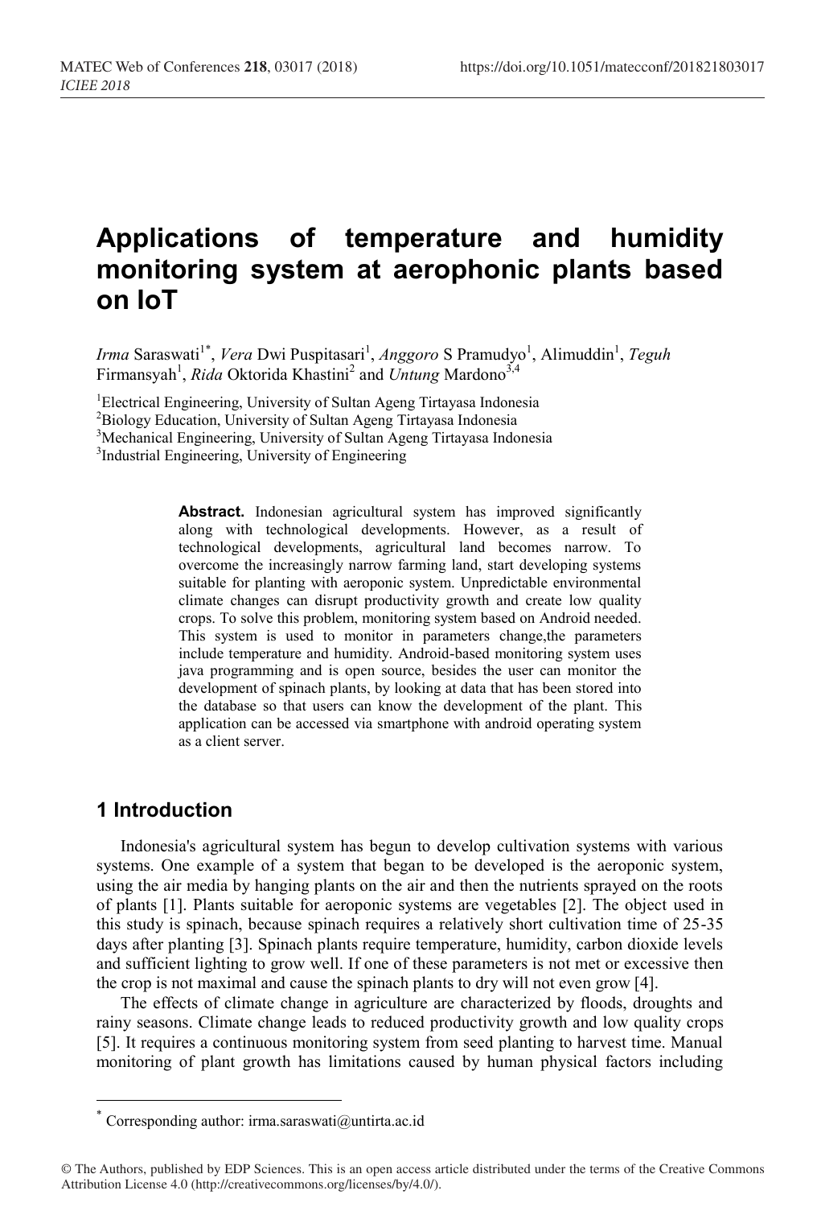# Applications of temperature and humidity monitoring system at aerophonic plants based on IoT

*Irma* Saraswati[1*], *Vera* Dwi Puspitasari[1], *Anggoro* S Pramudyo[1], Alimuddin[1], *Teguh* Firmansyah[1], *Rida* Oktorida Khastini[2] and *Untung* Mardono[3,4]

[1]Electrical Engineering, University of Sultan Ageng Tirtayasa Indonesia
[2]Biology Education, University of Sultan Ageng Tirtayasa Indonesia
[3]Mechanical Engineering, University of Sultan Ageng Tirtayasa Indonesia
[3]Industrial Engineering, University of Engineering

**Abstract.** Indonesian agricultural system has improved significantly along with technological developments. However, as a result of technological developments, agricultural land becomes narrow. To overcome the increasingly narrow farming land, start developing systems suitable for planting with aeroponic system. Unpredictable environmental climate changes can disrupt productivity growth and create low quality crops. To solve this problem, monitoring system based on Android needed. This system is used to monitor in parameters change,the parameters include temperature and humidity. Android-based monitoring system uses java programming and is open source, besides the user can monitor the development of spinach plants, by looking at data that has been stored into the database so that users can know the development of the plant. This application can be accessed via smartphone with android operating system as a client server.

## 1 Introduction

Indonesia's agricultural system has begun to develop cultivation systems with various systems. One example of a system that began to be developed is the aeroponic system, using the air media by hanging plants on the air and then the nutrients sprayed on the roots of plants [1]. Plants suitable for aeroponic systems are vegetables [2]. The object used in this study is spinach, because spinach requires a relatively short cultivation time of 25-35 days after planting [3]. Spinach plants require temperature, humidity, carbon dioxide levels and sufficient lighting to grow well. If one of these parameters is not met or excessive then the crop is not maximal and cause the spinach plants to dry will not even grow [4].

The effects of climate change in agriculture are characterized by floods, droughts and rainy seasons. Climate change leads to reduced productivity growth and low quality crops [5]. It requires a continuous monitoring system from seed planting to harvest time. Manual monitoring of plant growth has limitations caused by human physical factors including

[*] Corresponding author: irma.saraswati@untirta.ac.id

© The Authors, published by EDP Sciences. This is an open access article distributed under the terms of the Creative Commons Attribution License 4.0 (http://creativecommons.org/licenses/by/4.0/).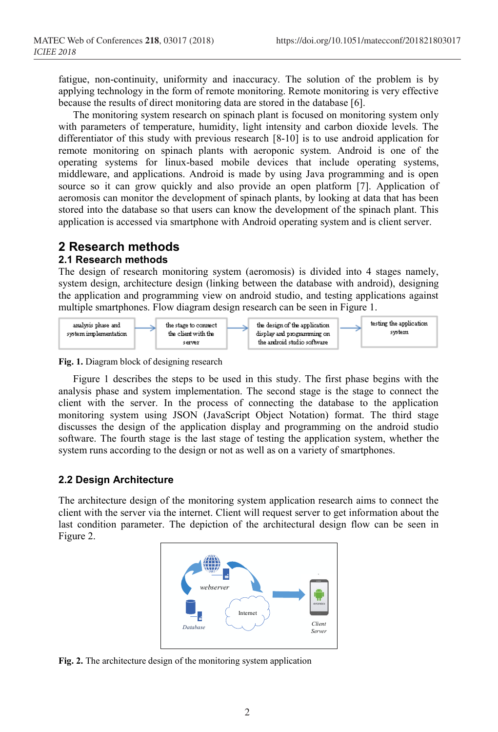fatigue, non-continuity, uniformity and inaccuracy. The solution of the problem is by applying technology in the form of remote monitoring. Remote monitoring is very effective because the results of direct monitoring data are stored in the database [6].

The monitoring system research on spinach plant is focused on monitoring system only with parameters of temperature, humidity, light intensity and carbon dioxide levels. The differentiator of this study with previous research [8-10] is to use android application for remote monitoring on spinach plants with aeroponic system. Android is one of the operating systems for linux-based mobile devices that include operating systems, middleware, and applications. Android is made by using Java programming and is open source so it can grow quickly and also provide an open platform [7]. Application of aeromosis can monitor the development of spinach plants, by looking at data that has been stored into the database so that users can know the development of the spinach plant. This application is accessed via smartphone with Android operating system and is client server.

## 2 Research methods

### 2.1 Research methods

The design of research monitoring system (aeromosis) is divided into 4 stages namely, system design, architecture design (linking between the database with android), designing the application and programming view on android studio, and testing applications against multiple smartphones. Flow diagram design research can be seen in Figure 1.

analysis phase and system implementation → the stage to connect the client with the server → the design of the application display and programming on the android studio software → testing the application system

**Fig. 1.** Diagram block of designing research

Figure 1 describes the steps to be used in this study. The first phase begins with the analysis phase and system implementation. The second stage is the stage to connect the client with the server. In the process of connecting the database to the application monitoring system using JSON (JavaScript Object Notation) format. The third stage discusses the design of the application display and programming on the android studio software. The fourth stage is the last stage of testing the application system, whether the system runs according to the design or not as well as on a variety of smartphones.

### 2.2 Design Architecture

The architecture design of the monitoring system application research aims to connect the client with the server via the internet. Client will request server to get information about the last condition parameter. The depiction of the architectural design flow can be seen in Figure 2.

**Fig. 2.** The architecture design of the monitoring system application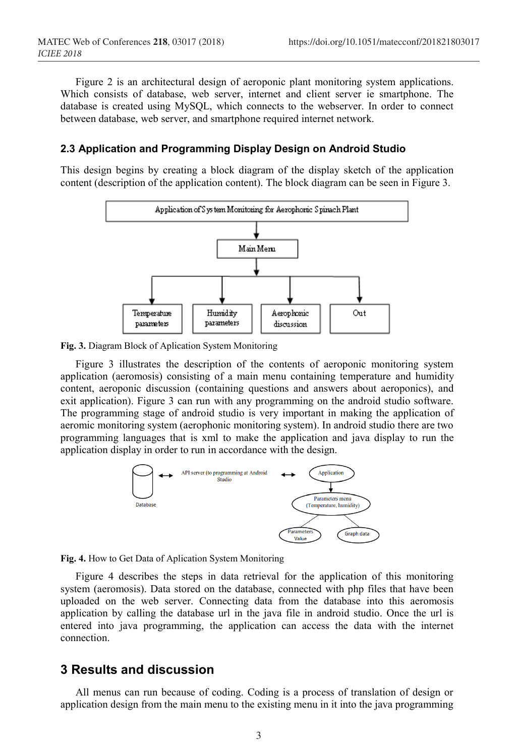Figure 2 is an architectural design of aeroponic plant monitoring system applications. Which consists of database, web server, internet and client server ie smartphone. The database is created using MySQL, which connects to the webserver. In order to connect between database, web server, and smartphone required internet network.

### 2.3 Application and Programming Display Design on Android Studio

This design begins by creating a block diagram of the display sketch of the application content (description of the application content). The block diagram can be seen in Figure 3.

**Fig. 3.** Diagram Block of Aplication System Monitoring

Figure 3 illustrates the description of the contents of aeroponic monitoring system application (aeromosis) consisting of a main menu containing temperature and humidity content, aeroponic discussion (containing questions and answers about aeroponics), and exit application). Figure 3 can run with any programming on the android studio software. The programming stage of android studio is very important in making the application of aeromic monitoring system (aerophonic monitoring system). In android studio there are two programming languages that is xml to make the application and java display to run the application display in order to run in accordance with the design.

**Fig. 4.** How to Get Data of Aplication System Monitoring

Figure 4 describes the steps in data retrieval for the application of this monitoring system (aeromosis). Data stored on the database, connected with php files that have been uploaded on the web server. Connecting data from the database into this aeromosis application by calling the database url in the java file in android studio. Once the url is entered into java programming, the application can access the data with the internet connection.

## 3 Results and discussion

All menus can run because of coding. Coding is a process of translation of design or application design from the main menu to the existing menu in it into the java programming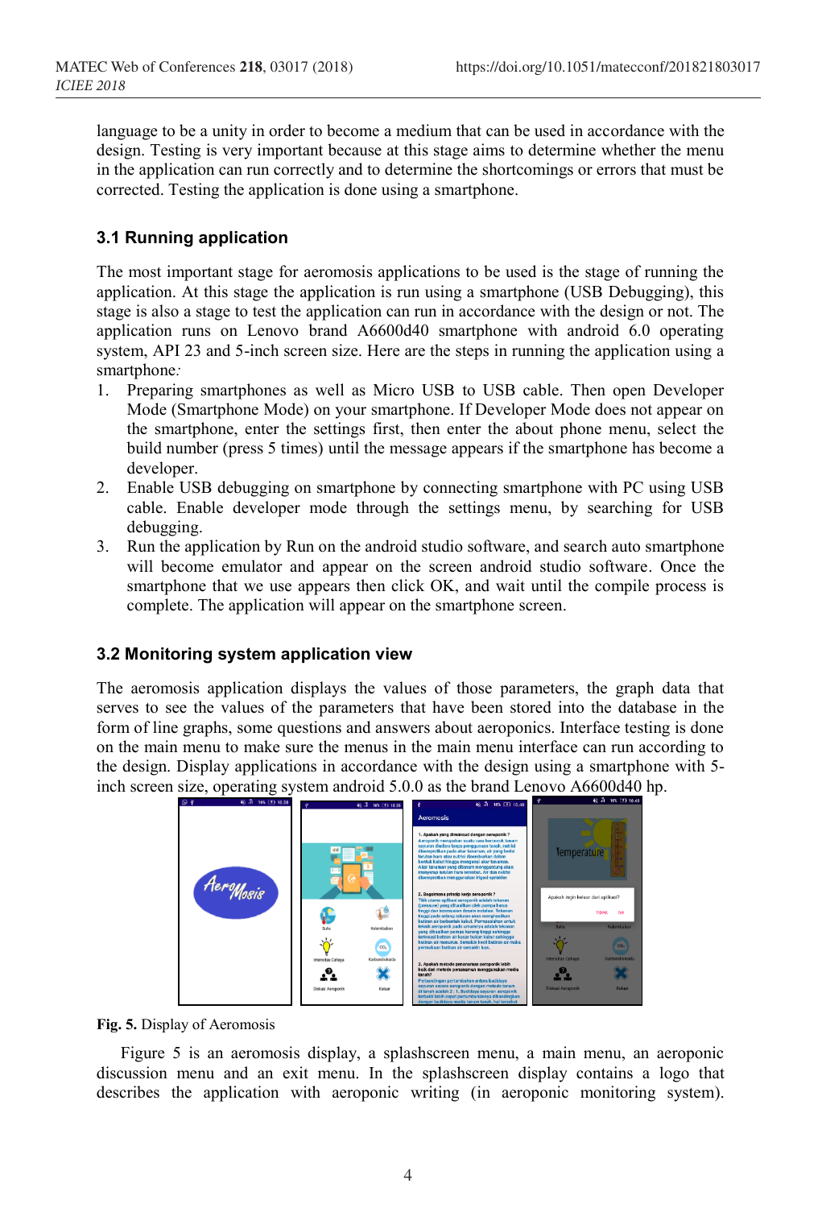language to be a unity in order to become a medium that can be used in accordance with the design. Testing is very important because at this stage aims to determine whether the menu in the application can run correctly and to determine the shortcomings or errors that must be corrected. Testing the application is done using a smartphone.

### 3.1 Running application

The most important stage for aeromosis applications to be used is the stage of running the application. At this stage the application is run using a smartphone (USB Debugging), this stage is also a stage to test the application can run in accordance with the design or not. The application runs on Lenovo brand A6600d40 smartphone with android 6.0 operating system, API 23 and 5-inch screen size. Here are the steps in running the application using a smartphone:

1. Preparing smartphones as well as Micro USB to USB cable. Then open Developer Mode (Smartphone Mode) on your smartphone. If Developer Mode does not appear on the smartphone, enter the settings first, then enter the about phone menu, select the build number (press 5 times) until the message appears if the smartphone has become a developer.
2. Enable USB debugging on smartphone by connecting smartphone with PC using USB cable. Enable developer mode through the settings menu, by searching for USB debugging.
3. Run the application by Run on the android studio software, and search auto smartphone will become emulator and appear on the screen android studio software. Once the smartphone that we use appears then click OK, and wait until the compile process is complete. The application will appear on the smartphone screen.

### 3.2 Monitoring system application view

The aeromosis application displays the values of those parameters, the graph data that serves to see the values of the parameters that have been stored into the database in the form of line graphs, some questions and answers about aeroponics. Interface testing is done on the main menu to make sure the menus in the main interface can run according to the design. Display applications in accordance with the design using a smartphone with 5-inch screen size, operating system android 5.0.0 as the brand Lenovo A6600d40 hp.

**Fig. 5.** Display of Aeromosis

Figure 5 is an aeromosis display, a splashscreen menu, a main menu, an aeroponic discussion menu and an exit menu. In the splashscreen display contains a logo that describes the application with aeroponic writing (in aeroponic monitoring system).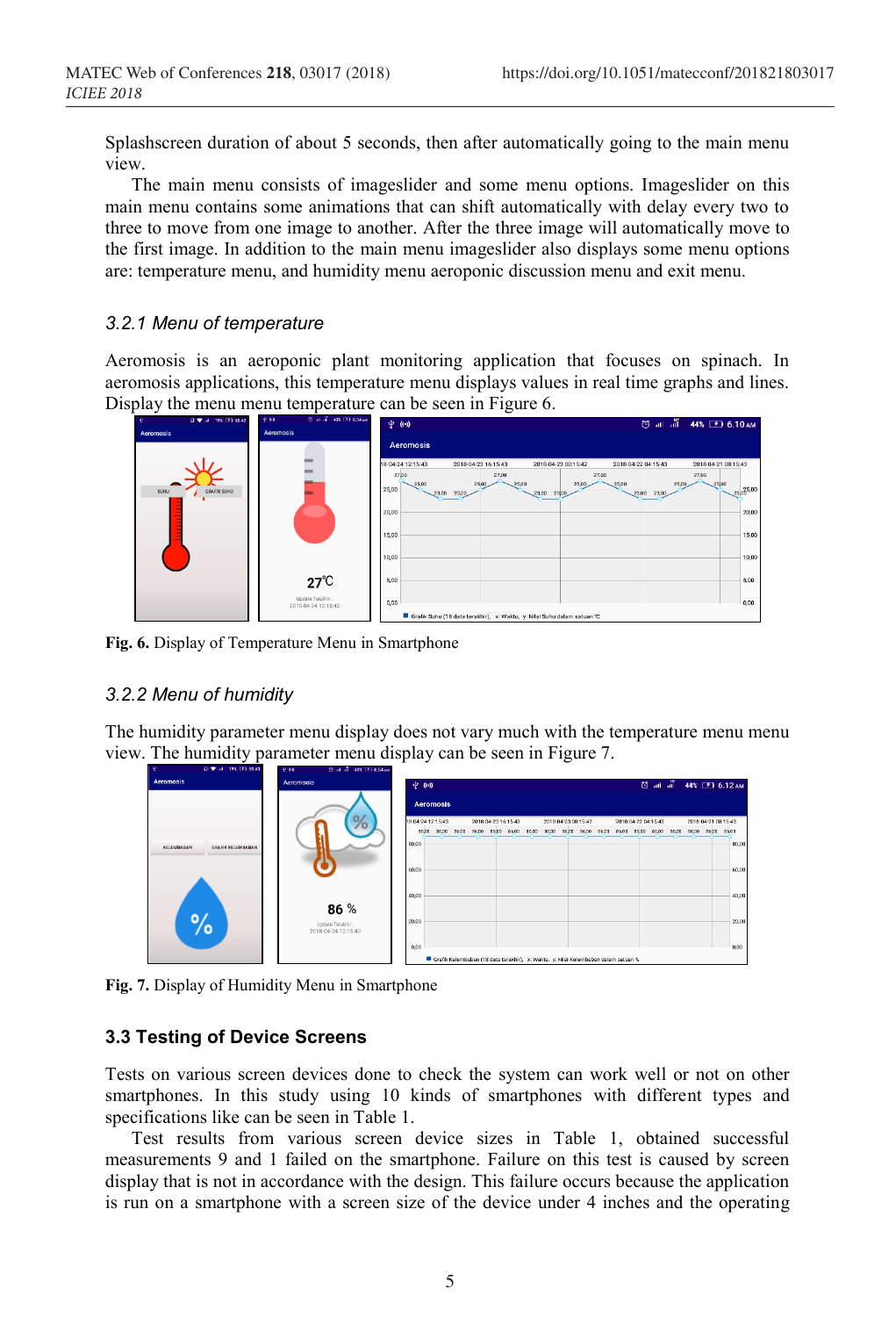Splashscreen duration of about 5 seconds, then after automatically going to the main menu view.

The main menu consists of imageslider and some menu options. Imageslider on this main menu contains some animations that can shift automatically with delay every two to three to move from one image to another. After the three image will automatically move to the first image. In addition to the main menu imageslider also displays some menu options are: temperature menu, and humidity menu aeroponic discussion menu and exit menu.

### 3.2.1 Menu of temperature

Aeromosis is an aeroponic plant monitoring application that focuses on spinach. In aeromosis applications, this temperature menu displays values in real time graphs and lines. Display the menu menu temperature can be seen in Figure 6.

**Fig. 6.** Display of Temperature Menu in Smartphone

### 3.2.2 Menu of humidity

The humidity parameter menu display does not vary much with the temperature menu menu view. The humidity parameter menu display can be seen in Figure 7.

**Fig. 7.** Display of Humidity Menu in Smartphone

## 3.3 Testing of Device Screens

Tests on various screen devices done to check the system can work well or not on other smartphones. In this study using 10 kinds of smartphones with different types and specifications like can be seen in Table 1.

Test results from various screen device sizes in Table 1, obtained successful measurements 9 and 1 failed on the smartphone. Failure on this test is caused by screen display that is not in accordance with the design. This failure occurs because the application is run on a smartphone with a screen size of the device under 4 inches and the operating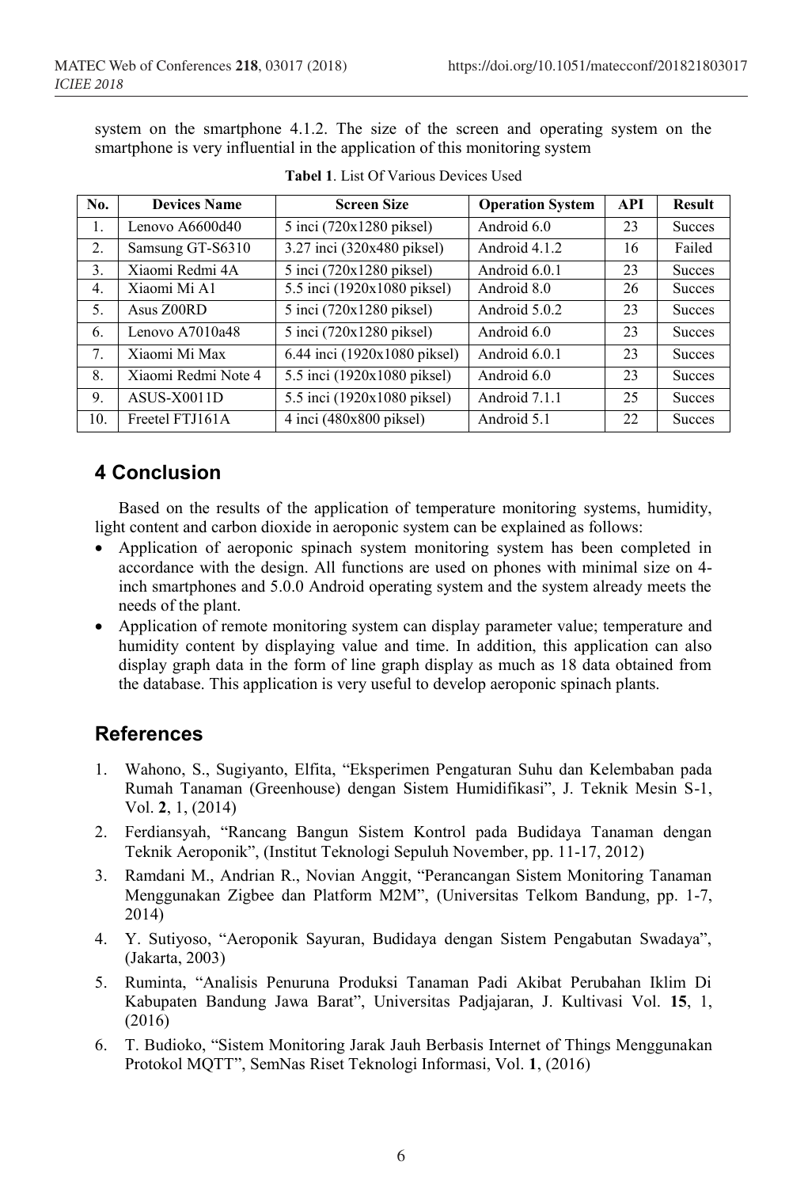system on the smartphone 4.1.2. The size of the screen and operating system on the smartphone is very influential in the application of this monitoring system

**Tabel 1**. List Of Various Devices Used

| No. | Devices Name | Screen Size | Operation System | API | Result |
|---|---|---|---|---|---|
| 1. | Lenovo A6600d40 | 5 inci (720x1280 piksel) | Android 6.0 | 23 | Succes |
| 2. | Samsung GT-S6310 | 3.27 inci (320x480 piksel) | Android 4.1.2 | 16 | Failed |
| 3. | Xiaomi Redmi 4A | 5 inci (720x1280 piksel) | Android 6.0.1 | 23 | Succes |
| 4. | Xiaomi Mi A1 | 5.5 inci (1920x1080 piksel) | Android 8.0 | 26 | Succes |
| 5. | Asus Z00RD | 5 inci (720x1280 piksel) | Android 5.0.2 | 23 | Succes |
| 6. | Lenovo A7010a48 | 5 inci (720x1280 piksel) | Android 6.0 | 23 | Succes |
| 7. | Xiaomi Mi Max | 6.44 inci (1920x1080 piksel) | Android 6.0.1 | 23 | Succes |
| 8. | Xiaomi Redmi Note 4 | 5.5 inci (1920x1080 piksel) | Android 6.0 | 23 | Succes |
| 9. | ASUS-X0011D | 5.5 inci (1920x1080 piksel) | Android 7.1.1 | 25 | Succes |
| 10. | Freetel FTJ161A | 4 inci (480x800 piksel) | Android 5.1 | 22 | Succes |

## 4 Conclusion

Based on the results of the application of temperature monitoring systems, humidity, light content and carbon dioxide in aeroponic system can be explained as follows:

- Application of aeroponic spinach system monitoring system has been completed in accordance with the design. All functions are used on phones with minimal size on 4-inch smartphones and 5.0.0 Android operating system and the system already meets the needs of the plant.
- Application of remote monitoring system can display parameter value; temperature and humidity content by displaying value and time. In addition, this application can also display graph data in the form of line graph display as much as 18 data obtained from the database. This application is very useful to develop aeroponic spinach plants.

## References

1. Wahono, S., Sugiyanto, Elfita, "Eksperimen Pengaturan Suhu dan Kelembaban pada Rumah Tanaman (Greenhouse) dengan Sistem Humidifikasi", J. Teknik Mesin S-1, Vol. **2**, 1, (2014)
2. Ferdiansyah, "Rancang Bangun Sistem Kontrol pada Budidaya Tanaman dengan Teknik Aeroponik", (Institut Teknologi Sepuluh November, pp. 11-17, 2012)
3. Ramdani M., Andrian R., Novian Anggit, "Perancangan Sistem Monitoring Tanaman Menggunakan Zigbee dan Platform M2M", (Universitas Telkom Bandung, pp. 1-7, 2014)
4. Y. Sutiyoso, "Aeroponik Sayuran, Budidaya dengan Sistem Pengabutan Swadaya", (Jakarta, 2003)
5. Ruminta, "Analisis Penuruna Produksi Tanaman Padi Akibat Perubahan Iklim Di Kabupaten Bandung Jawa Barat", Universitas Padjajaran, J. Kultivasi Vol. **15**, 1, (2016)
6. T. Budioko, "Sistem Monitoring Jarak Jauh Berbasis Internet of Things Menggunakan Protokol MQTT", SemNas Riset Teknologi Informasi, Vol. **1**, (2016)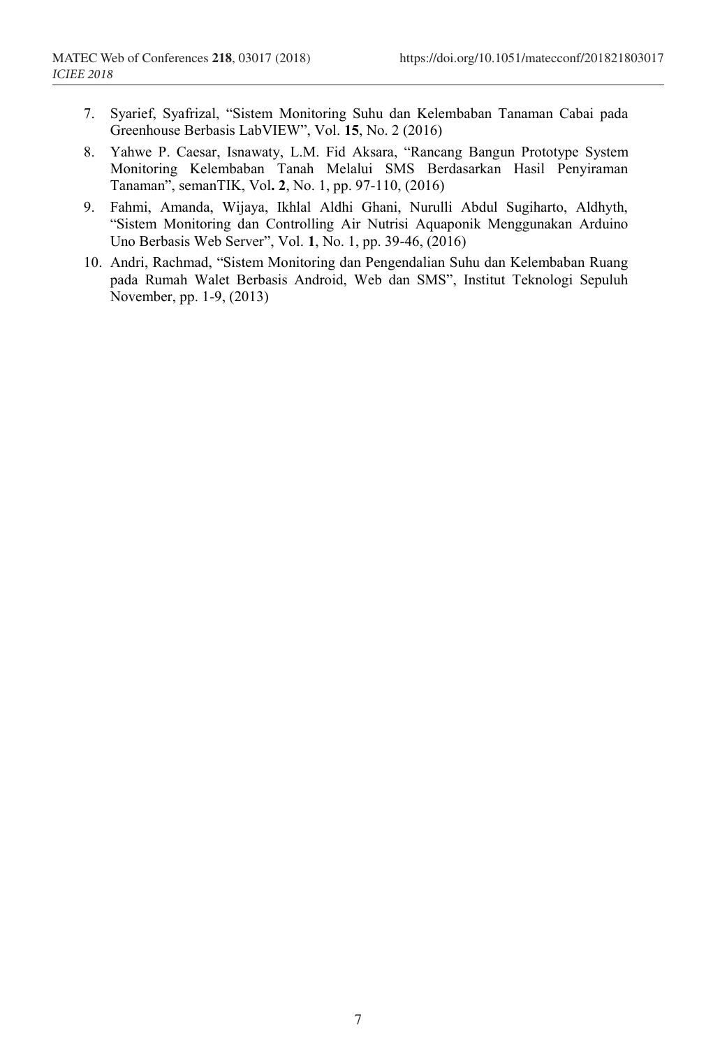7. Syarief, Syafrizal, “Sistem Monitoring Suhu dan Kelembaban Tanaman Cabai pada Greenhouse Berbasis LabVIEW”, Vol. **15**, No. 2 (2016)
8. Yahwe P. Caesar, Isnawaty, L.M. Fid Aksara, “Rancang Bangun Prototype System Monitoring Kelembaban Tanah Melalui SMS Berdasarkan Hasil Penyiraman Tanaman”, semanTIK, Vol**. 2**, No. 1, pp. 97-110, (2016)
9. Fahmi, Amanda, Wijaya, Ikhlal Aldhi Ghani, Nurulli Abdul Sugiharto, Aldhyth, “Sistem Monitoring dan Controlling Air Nutrisi Aquaponik Menggunakan Arduino Uno Berbasis Web Server”, Vol. **1**, No. 1, pp. 39-46, (2016)
10. Andri, Rachmad, “Sistem Monitoring dan Pengendalian Suhu dan Kelembaban Ruang pada Rumah Walet Berbasis Android, Web dan SMS”, Institut Teknologi Sepuluh November, pp. 1-9, (2013)